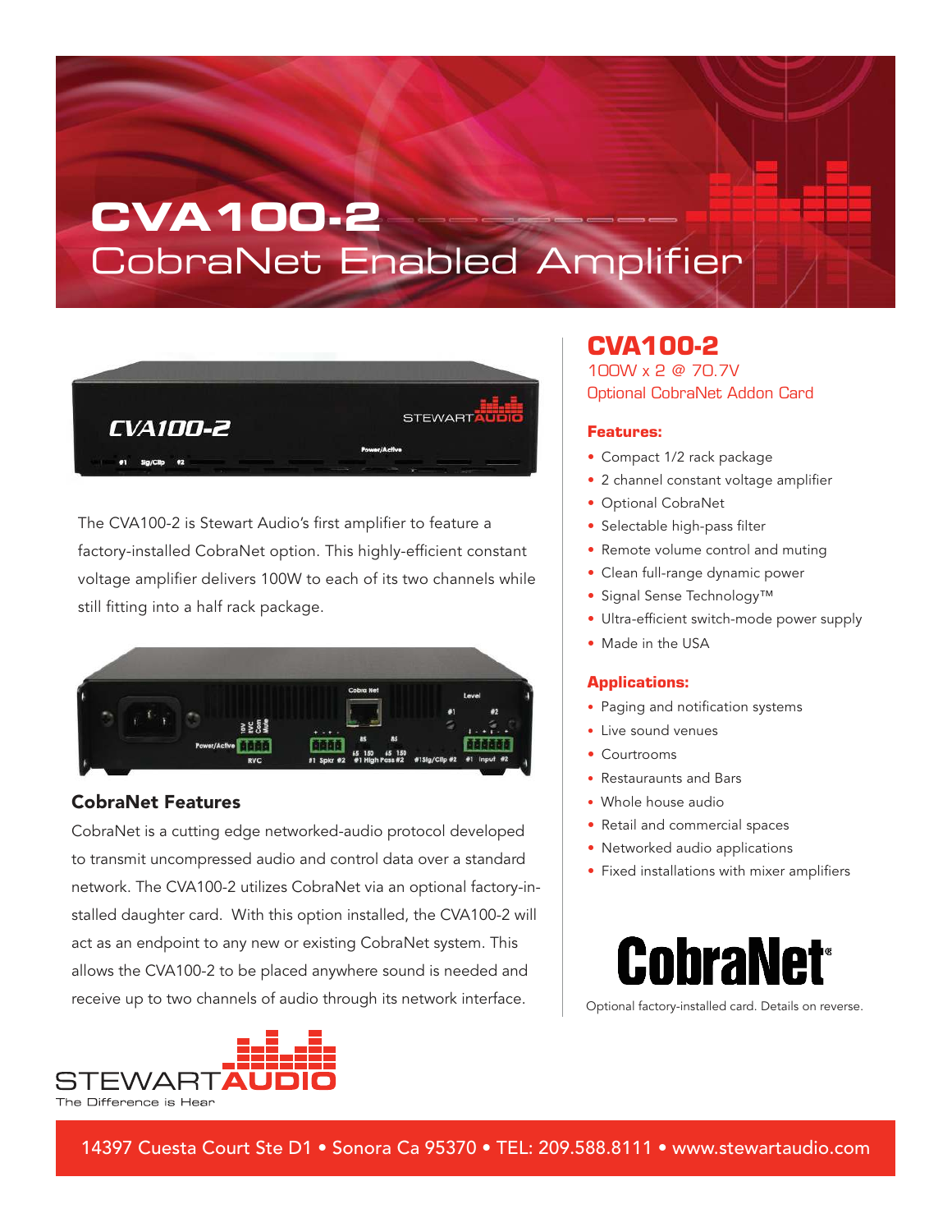# CVA100-2

## CobraNet Enabled Amplifier

The CVA100-2 is Stewart Audio's first amplifier to feature a factory-installed CobraNet option. This highly-efficient constant voltage amplifier delivers 100W to each of its two channels while still fitting into a half rack package.

### CobraNet Features

CobraNet is a cutting edge networked-audio protocol developed to transmit uncompressed audio and control data over a standard network. The CVA100-2 utilizes CobraNet via an optional factory-installed daughter card. With this option installed, the CVA100-2 will act as an endpoint to any new or existing CobraNet system. This allows the CVA100-2 to be placed anywhere sound is needed and receive up to two channels of audio through its network interface.

STEWART AUDIO
The Difference is Hear

## CVA100-2

100W x 2 @ 70.7V

Optional CobraNet Addon Card

### Features:

- Compact 1/2 rack package
- 2 channel constant voltage amplifier
- Optional CobraNet
- Selectable high-pass filter
- Remote volume control and muting
- Clean full-range dynamic power
- Signal Sense Technology™
- Ultra-efficient switch-mode power supply
- Made in the USA

### Applications:

- Paging and notification systems
- Live sound venues
- Courtrooms
- Restauraunts and Bars
- Whole house audio
- Retail and commercial spaces
- Networked audio applications
- Fixed installations with mixer amplifiers

CobraNet®

Optional factory-installed card. Details on reverse.

14397 Cuesta Court Ste D1 • Sonora Ca 95370 • TEL: 209.588.8111 • www.stewartaudio.com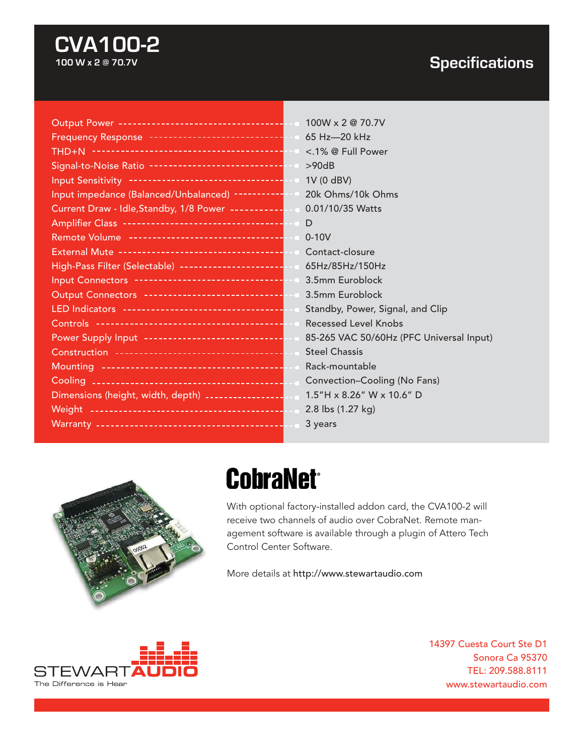# CVA100-2

**100 W x 2 @ 70.7V**

## Specifications

| | |
|---|---|
| Output Power | 100W x 2 @ 70.7V |
| Frequency Response | 65 Hz—20 kHz |
| THD+N | <.1% @ Full Power |
| Signal-to-Noise Ratio | >90dB |
| Input Sensitivity | 1V (0 dBV) |
| Input impedance (Balanced/Unbalanced) | 20k Ohms/10k Ohms |
| Current Draw - Idle,Standby, 1/8 Power | 0.01/10/35 Watts |
| Amplifier Class | D |
| Remote Volume | 0-10V |
| External Mute | Contact-closure |
| High-Pass Filter (Selectable) | 65Hz/85Hz/150Hz |
| Input Connectors | 3.5mm Euroblock |
| Output Connectors | 3.5mm Euroblock |
| LED Indicators | Standby, Power, Signal, and Clip |
| Controls | Recessed Level Knobs |
| Power Supply Input | 85-265 VAC 50/60Hz (PFC Universal Input) |
| Construction | Steel Chassis |
| Mounting | Rack-mountable |
| Cooling | Convection–Cooling (No Fans) |
| Dimensions (height, width, depth) | 1.5"H x 8.26" W x 10.6" D |
| Weight | 2.8 lbs (1.27 kg) |
| Warranty | 3 years |

## CobraNet®

With optional factory-installed addon card, the CVA100-2 will receive two channels of audio over CobraNet. Remote management software is available through a plugin of Attero Tech Control Center Software.

More details at http://www.stewartaudio.com

STEWART AUDIO
The Difference is Hear

14397 Cuesta Court Ste D1
Sonora Ca 95370
TEL: 209.588.8111
www.stewartaudio.com